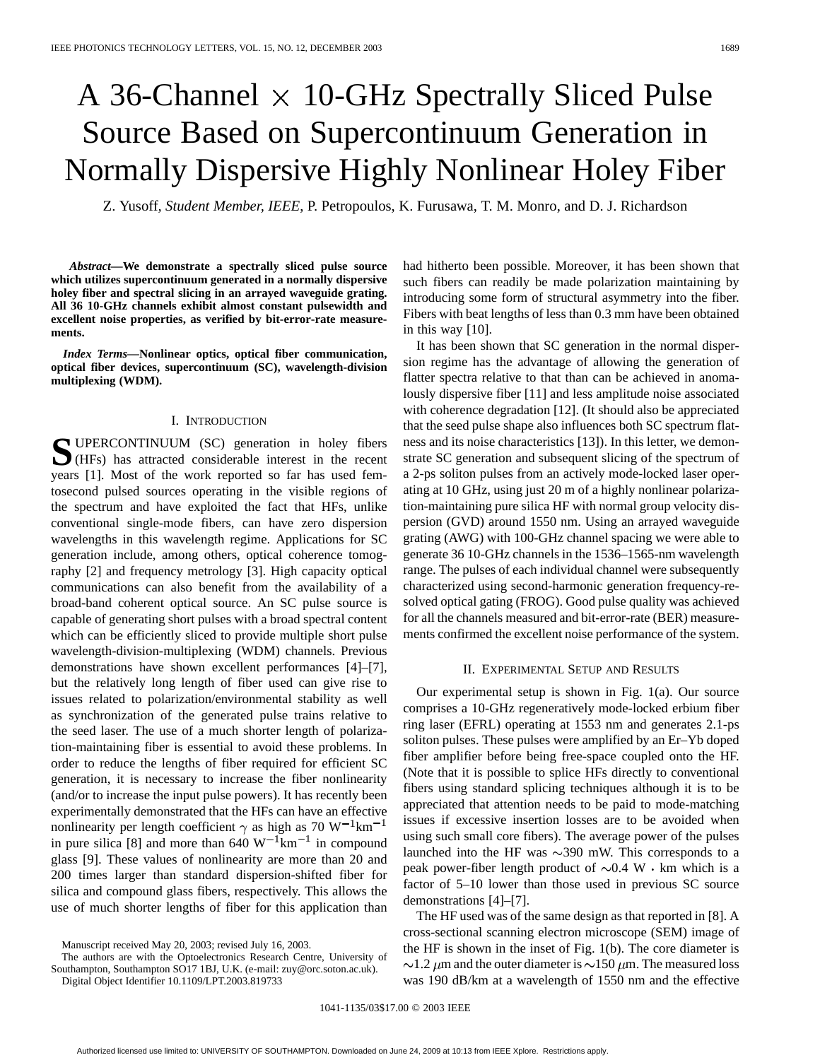# A 36-Channel × 10-GHz Spectrally Sliced Pulse Source Based on Supercontinuum Generation in Normally Dispersive Highly Nonlinear Holey Fiber

Z. Yusoff, *Student Member, IEEE*, P. Petropoulos, K. Furusawa, T. M. Monro, and D. J. Richardson

***Abstract*—We demonstrate a spectrally sliced pulse source which utilizes supercontinuum generated in a normally dispersive holey fiber and spectral slicing in an arrayed waveguide grating. All 36 10-GHz channels exhibit almost constant pulsewidth and excellent noise properties, as verified by bit-error-rate measurements.**

***Index Terms*—Nonlinear optics, optical fiber communication, optical fiber devices, supercontinuum (SC), wavelength-division multiplexing (WDM).**

## I. Introduction

SUPERCONTINUUM (SC) generation in holey fibers (HFs) has attracted considerable interest in the recent years [1]. Most of the work reported so far has used femtosecond pulsed sources operating in the visible regions of the spectrum and have exploited the fact that HFs, unlike conventional single-mode fibers, can have zero dispersion wavelengths in this wavelength regime. Applications for SC generation include, among others, optical coherence tomography [2] and frequency metrology [3]. High capacity optical communications can also benefit from the availability of a broad-band coherent optical source. An SC pulse source is capable of generating short pulses with a broad spectral content which can be efficiently sliced to provide multiple short pulse wavelength-division-multiplexing (WDM) channels. Previous demonstrations have shown excellent performances [4]–[7], but the relatively long length of fiber used can give rise to issues related to polarization/environmental stability as well as synchronization of the generated pulse trains relative to the seed laser. The use of a much shorter length of polarization-maintaining fiber is essential to avoid these problems. In order to reduce the lengths of fiber required for efficient SC generation, it is necessary to increase the fiber nonlinearity (and/or to increase the input pulse powers). It has recently been experimentally demonstrated that the HFs can have an effective nonlinearity per length coefficient $\gamma$ as high as 70 $W^{-1}km^{-1}$ in pure silica [8] and more than 640 $W^{-1}km^{-1}$ in compound glass [9]. These values of nonlinearity are more than 20 and 200 times larger than standard dispersion-shifted fiber for silica and compound glass fibers, respectively. This allows the use of much shorter lengths of fiber for this application than had hitherto been possible. Moreover, it has been shown that such fibers can readily be made polarization maintaining by introducing some form of structural asymmetry into the fiber. Fibers with beat lengths of less than 0.3 mm have been obtained in this way [10].

It has been shown that SC generation in the normal dispersion regime has the advantage of allowing the generation of flatter spectra relative to that than can be achieved in anomalously dispersive fiber [11] and less amplitude noise associated with coherence degradation [12]. (It should also be appreciated that the seed pulse shape also influences both SC spectrum flatness and its noise characteristics [13]). In this letter, we demonstrate SC generation and subsequent slicing of the spectrum of a 2-ps soliton pulses from an actively mode-locked laser operating at 10 GHz, using just 20 m of a highly nonlinear polarization-maintaining pure silica HF with normal group velocity dispersion (GVD) around 1550 nm. Using an arrayed waveguide grating (AWG) with 100-GHz channel spacing we were able to generate 36 10-GHz channels in the 1536–1565-nm wavelength range. The pulses of each individual channel were subsequently characterized using second-harmonic generation frequency-resolved optical gating (FROG). Good pulse quality was achieved for all the channels measured and bit-error-rate (BER) measurements confirmed the excellent noise performance of the system.

## II. Experimental Setup and Results

Our experimental setup is shown in Fig. 1(a). Our source comprises a 10-GHz regeneratively mode-locked erbium fiber ring laser (EFRL) operating at 1553 nm and generates 2.1-ps soliton pulses. These pulses were amplified by an Er–Yb doped fiber amplifier before being free-space coupled onto the HF. (Note that it is possible to splice HFs directly to conventional fibers using standard splicing techniques although it is to be appreciated that attention needs to be paid to mode-matching issues if excessive insertion losses are to be avoided when using such small core fibers). The average power of the pulses launched into the HF was ~390 mW. This corresponds to a peak power-fiber length product of ~0.4 W · km which is a factor of 5–10 lower than those used in previous SC source demonstrations [4]–[7].

The HF used was of the same design as that reported in [8]. A cross-sectional scanning electron microscope (SEM) image of the HF is shown in the inset of Fig. 1(b). The core diameter is ~1.2 $\mu$m and the outer diameter is ~150 $\mu$m. The measured loss was 190 dB/km at a wavelength of 1550 nm and the effective

Manuscript received May 20, 2003; revised July 16, 2003.

The authors are with the Optoelectronics Research Centre, University of Southampton, Southampton SO17 1BJ, U.K. (e-mail: zuy@orc.soton.ac.uk).

Digital Object Identifier 10.1109/LPT.2003.819733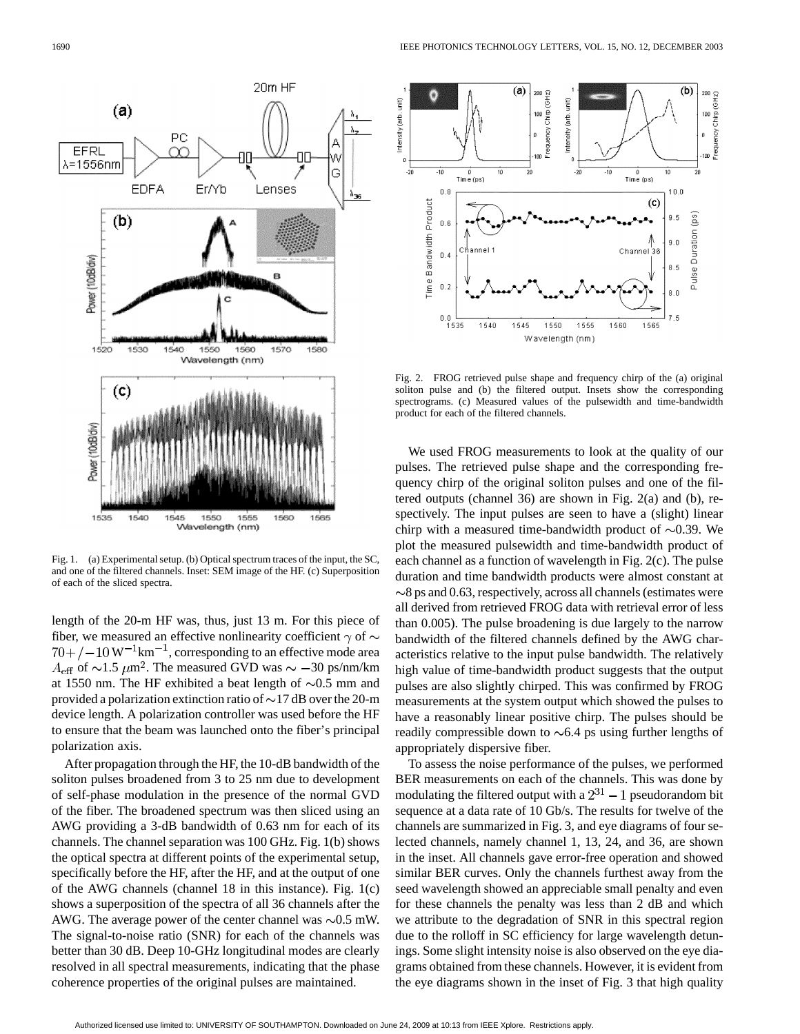Fig. 1. (a) Experimental setup. (b) Optical spectrum traces of the input, the SC, and one of the filtered channels. Inset: SEM image of the HF. (c) Superposition of each of the sliced spectra.

Fig. 2. FROG retrieved pulse shape and frequency chirp of the (a) original soliton pulse and (b) the filtered output. Insets show the corresponding spectrograms. (c) Measured values of the pulsewidth and time-bandwidth product for each of the filtered channels.

length of the 20-m HF was, thus, just 13 m. For this piece of fiber, we measured an effective nonlinearity coefficient $\gamma$ of $\sim 70+/-10\,\mathrm{W}^{-1}\mathrm{km}^{-1}$, corresponding to an effective mode area $A_{\mathrm{eff}}$ of $\sim$1.5 $\mu$m$^2$. The measured GVD was $\sim -30$ ps/nm/km at 1550 nm. The HF exhibited a beat length of $\sim$0.5 mm and provided a polarization extinction ratio of $\sim$17 dB over the 20-m device length. A polarization controller was used before the HF to ensure that the beam was launched onto the fiber's principal polarization axis.

After propagation through the HF, the 10-dB bandwidth of the soliton pulses broadened from 3 to 25 nm due to development of self-phase modulation in the presence of the normal GVD of the fiber. The broadened spectrum was then sliced using an AWG providing a 3-dB bandwidth of 0.63 nm for each of its channels. The channel separation was 100 GHz. Fig. 1(b) shows the optical spectra at different points of the experimental setup, specifically before the HF, after the HF, and at the output of one of the AWG channels (channel 18 in this instance). Fig. 1(c) shows a superposition of the spectra of all 36 channels after the AWG. The average power of the center channel was $\sim$0.5 mW. The signal-to-noise ratio (SNR) for each of the channels was better than 30 dB. Deep 10-GHz longitudinal modes are clearly resolved in all spectral measurements, indicating that the phase coherence properties of the original pulses are maintained.

We used FROG measurements to look at the quality of our pulses. The retrieved pulse shape and the corresponding frequency chirp of the original soliton pulses and one of the filtered outputs (channel 36) are shown in Fig. 2(a) and (b), respectively. The input pulses are seen to have a (slight) linear chirp with a measured time-bandwidth product of $\sim$0.39. We plot the measured pulsewidth and time-bandwidth product of each channel as a function of wavelength in Fig. 2(c). The pulse duration and time bandwidth products were almost constant at $\sim$8 ps and 0.63, respectively, across all channels (estimates were all derived from retrieved FROG data with retrieval error of less than 0.005). The pulse broadening is due largely to the narrow bandwidth of the filtered channels defined by the AWG characteristics relative to the input pulse bandwidth. The relatively high value of time-bandwidth product suggests that the output pulses are also slightly chirped. This was confirmed by FROG measurements at the system output which showed the pulses to have a reasonably linear positive chirp. The pulses should be readily compressible down to $\sim$6.4 ps using further lengths of appropriately dispersive fiber.

To assess the noise performance of the pulses, we performed BER measurements on each of the channels. This was done by modulating the filtered output with a $2^{31}-1$ pseudorandom bit sequence at a data rate of 10 Gb/s. The results for twelve of the channels are summarized in Fig. 3, and eye diagrams of four selected channels, namely channel 1, 13, 24, and 36, are shown in the inset. All channels gave error-free operation and showed similar BER curves. Only the channels furthest away from the seed wavelength showed an appreciable small penalty and even for these channels the penalty was less than 2 dB and which we attribute to the degradation of SNR in this spectral region due to the rolloff in SC efficiency for large wavelength detunings. Some slight intensity noise is also observed on the eye diagrams obtained from these channels. However, it is evident from the eye diagrams shown in the inset of Fig. 3 that high quality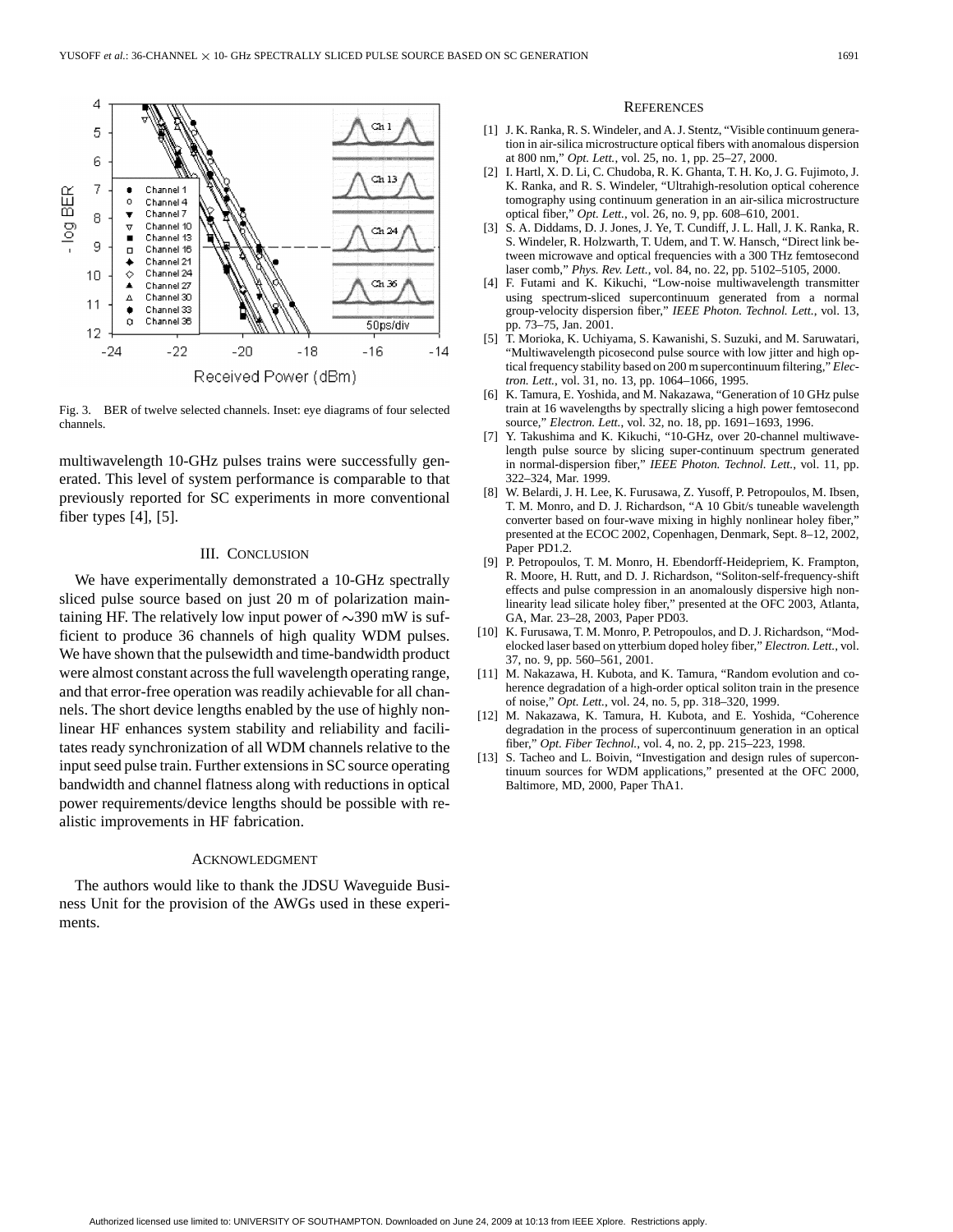- log BER

Channel 1
Channel 4
Channel 7
Channel 10
Channel 13
Channel 16
Channel 21
Channel 24
Channel 27
Channel 30
Channel 33
Channel 36

Ch 1
Ch 13
Ch 24
Ch 36
50ps/div

4
5
6
7
8
9
10
11
12

-24 -22 -20 -18 -16 -14

Received Power (dBm)

Fig. 3. BER of twelve selected channels. Inset: eye diagrams of four selected channels.

multiwavelength 10-GHz pulses trains were successfully generated. This level of system performance is comparable to that previously reported for SC experiments in more conventional fiber types [4], [5].

## III. Conclusion

We have experimentally demonstrated a 10-GHz spectrally sliced pulse source based on just 20 m of polarization maintaining HF. The relatively low input power of $\sim$390 mW is sufficient to produce 36 channels of high quality WDM pulses. We have shown that the pulsewidth and time-bandwidth product were almost constant across the full wavelength operating range, and that error-free operation was readily achievable for all channels. The short device lengths enabled by the use of highly nonlinear HF enhances system stability and reliability and facilitates ready synchronization of all WDM channels relative to the input seed pulse train. Further extensions in SC source operating bandwidth and channel flatness along with reductions in optical power requirements/device lengths should be possible with realistic improvements in HF fabrication.

## Acknowledgment

The authors would like to thank the JDSU Waveguide Business Unit for the provision of the AWGs used in these experiments.

## References

[1] J. K. Ranka, R. S. Windeler, and A. J. Stentz, "Visible continuum generation in air-silica microstructure optical fibers with anomalous dispersion at 800 nm," *Opt. Lett.*, vol. 25, no. 1, pp. 25–27, 2000.

[2] I. Hartl, X. D. Li, C. Chudoba, R. K. Ghanta, T. H. Ko, J. G. Fujimoto, J. K. Ranka, and R. S. Windeler, "Ultrahigh-resolution optical coherence tomography using continuum generation in an air-silica microstructure optical fiber," *Opt. Lett.*, vol. 26, no. 9, pp. 608–610, 2001.

[3] S. A. Diddams, D. J. Jones, J. Ye, T. Cundiff, J. L. Hall, J. K. Ranka, R. S. Windeler, R. Holzwarth, T. Udem, and T. W. Hansch, "Direct link between microwave and optical frequencies with a 300 THz femtosecond laser comb," *Phys. Rev. Lett.*, vol. 84, no. 22, pp. 5102–5105, 2000.

[4] F. Futami and K. Kikuchi, "Low-noise multiwavelength transmitter using spectrum-sliced supercontinuum generated from a normal group-velocity dispersion fiber," *IEEE Photon. Technol. Lett.*, vol. 13, pp. 73–75, Jan. 2001.

[5] T. Morioka, K. Uchiyama, S. Kawanishi, S. Suzuki, and M. Saruwatari, "Multiwavelength picosecond pulse source with low jitter and high optical frequency stability based on 200 m supercontinuum filtering," *Electron. Lett.*, vol. 31, no. 13, pp. 1064–1066, 1995.

[6] K. Tamura, E. Yoshida, and M. Nakazawa, "Generation of 10 GHz pulse train at 16 wavelengths by spectrally slicing a high power femtosecond source," *Electron. Lett.*, vol. 32, no. 18, pp. 1691–1693, 1996.

[7] Y. Takushima and K. Kikuchi, "10-GHz, over 20-channel multiwavelength pulse source by slicing super-continuum spectrum generated in normal-dispersion fiber," *IEEE Photon. Technol. Lett.*, vol. 11, pp. 322–324, Mar. 1999.

[8] W. Belardi, J. H. Lee, K. Furusawa, Z. Yusoff, P. Petropoulos, M. Ibsen, T. M. Monro, and D. J. Richardson, "A 10 Gbit/s tuneable wavelength converter based on four-wave mixing in highly nonlinear holey fiber," presented at the ECOC 2002, Copenhagen, Denmark, Sept. 8–12, 2002, Paper PD1.2.

[9] P. Petropoulos, T. M. Monro, H. Ebendorff-Heidepriem, K. Frampton, R. Moore, H. Rutt, and D. J. Richardson, "Soliton-self-frequency-shift effects and pulse compression in an anomalously dispersive high nonlinearity lead silicate holey fiber," presented at the OFC 2003, Atlanta, GA, Mar. 23–28, 2003, Paper PD03.

[10] K. Furusawa, T. M. Monro, P. Petropoulos, and D. J. Richardson, "Modelocked laser based on ytterbium doped holey fiber," *Electron. Lett.*, vol. 37, no. 9, pp. 560–561, 2001.

[11] M. Nakazawa, H. Kubota, and K. Tamura, "Random evolution and coherence degradation of a high-order optical soliton train in the presence of noise," *Opt. Lett.*, vol. 24, no. 5, pp. 318–320, 1999.

[12] M. Nakazawa, K. Tamura, H. Kubota, and E. Yoshida, "Coherence degradation in the process of supercontinuum generation in an optical fiber," *Opt. Fiber Technol.*, vol. 4, no. 2, pp. 215–223, 1998.

[13] S. Tacheo and L. Boivin, "Investigation and design rules of supercontinuum sources for WDM applications," presented at the OFC 2000, Baltimore, MD, 2000, Paper ThA1.